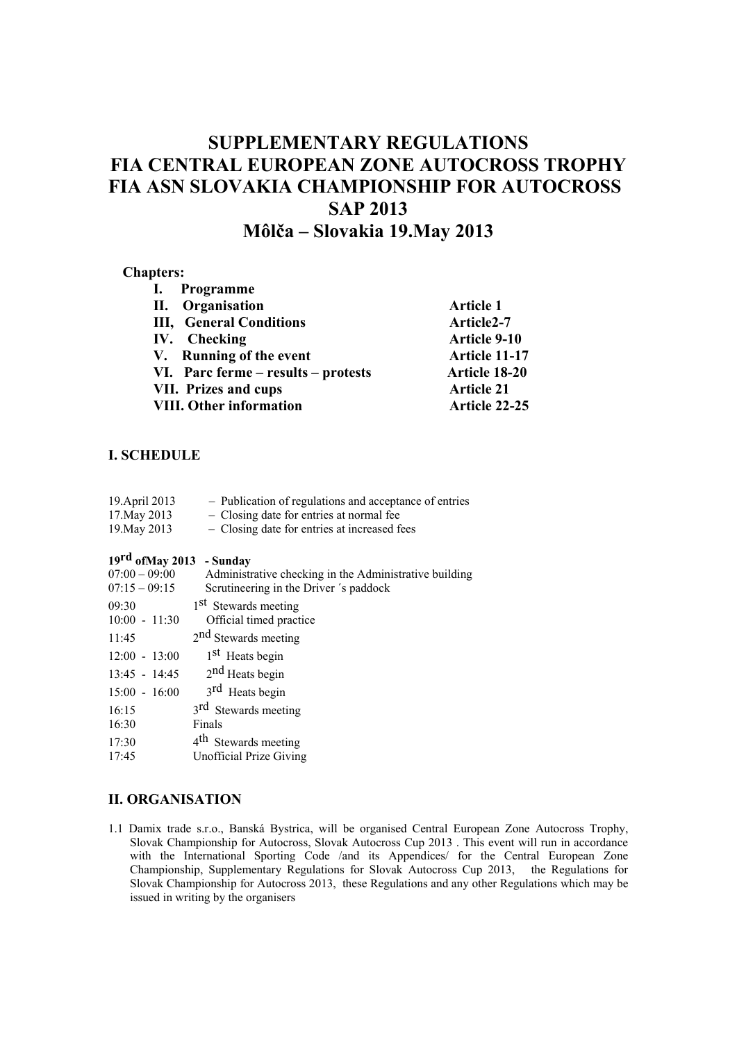# SUPPLEMENTARY REGULATIONS
# FIA CENTRAL EUROPEAN ZONE AUTOCROSS TROPHY
# FIA ASN SLOVAKIA CHAMPIONSHIP FOR AUTOCROSS
# SAP 2013
# Môlča – Slovakia 19.May 2013

**Chapters:**

| | |
|---|---|
| **I. Programme** | |
| **II. Organisation** | **Article 1** |
| **III, General Conditions** | **Article2-7** |
| **IV. Checking** | **Article 9-10** |
| **V. Running of the event** | **Article 11-17** |
| **VI. Parc ferme – results – protests** | **Article 18-20** |
| **VII. Prizes and cups** | **Article 21** |
| **VIII. Other information** | **Article 22-25** |

## I. SCHEDULE

| | |
|---|---|
| 19.April 2013 | – Publication of regulations and acceptance of entries |
| 17.May 2013 | – Closing date for entries at normal fee |
| 19.May 2013 | – Closing date for entries at increased fees |

**19rd ofMay 2013 - Sunday**

| | |
|---|---|
| 07:00 – 09:00 | Administrative checking in the Administrative building |
| 07:15 – 09:15 | Scrutineering in the Driver ´s paddock |
| 09:30 | 1st Stewards meeting |
| 10:00 - 11:30 | Official timed practice |
| 11:45 | 2nd Stewards meeting |
| 12:00 - 13:00 | 1st Heats begin |
| 13:45 - 14:45 | 2nd Heats begin |
| 15:00 - 16:00 | 3rd Heats begin |
| 16:15 | 3rd Stewards meeting |
| 16:30 | Finals |
| 17:30 | 4th Stewards meeting |
| 17:45 | Unofficial Prize Giving |

## II. ORGANISATION

1.1 Damix trade s.r.o., Banská Bystrica, will be organised Central European Zone Autocross Trophy, Slovak Championship for Autocross, Slovak Autocross Cup 2013 . This event will run in accordance with the International Sporting Code /and its Appendices/ for the Central European Zone Championship, Supplementary Regulations for Slovak Autocross Cup 2013, the Regulations for Slovak Championship for Autocross 2013, these Regulations and any other Regulations which may be issued in writing by the organisers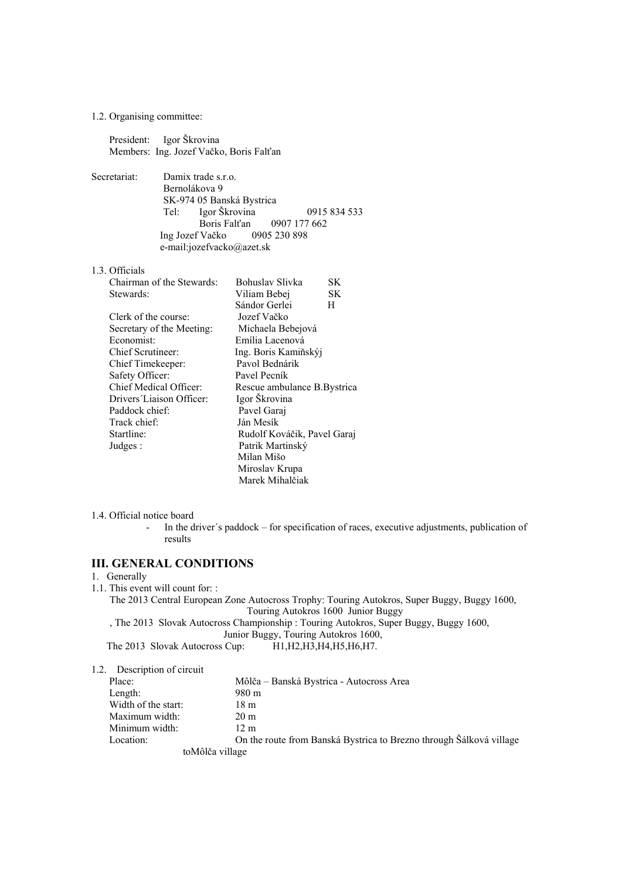1.2. Organising committee:

President: Igor Škrovina
Members: Ing. Jozef Vačko, Boris Falťan

Secretariat: Damix trade s.r.o.
Bernolákova 9
SK-974 05 Banská Bystrica
Tel: Igor Škrovina 0915 834 533
Boris Falťan 0907 177 662
Ing Jozef Vačko 0905 230 898
e-mail:jozefvacko@azet.sk

1.3. Officials

| | | |
|---|---|---|
| Chairman of the Stewards: | Bohuslav Slivka | SK |
| Stewards: | Viliam Bebej | SK |
| | Sándor Gerlei | H |
| Clerk of the course: | Jozef Vačko | |
| Secretary of the Meeting: | Michaela Bebejová | |
| Economist: | Emília Lacenová | |
| Chief Scrutineer: | Ing. Boris Kamiňskýj | |
| Chief Timekeeper: | Pavol Bednárik | |
| Safety Officer: | Pavel Pecník | |
| Chief Medical Officer: | Rescue ambulance B.Bystrica | |
| Drivers´Liaison Officer: | Igor Škrovina | |
| Paddock chief: | Pavel Garaj | |
| Track chief: | Ján Mesík | |
| Startline: | Rudolf Kováčik, Pavel Garaj | |
| Judges : | Patrik Martinský | |
| | Milan Mišo | |
| | Miroslav Krupa | |
| | Marek Mihalčiak | |

1.4. Official notice board

- In the driver´s paddock – for specification of races, executive adjustments, publication of results

## III. GENERAL CONDITIONS

1. Generally

1.1. This event will count for: :

The 2013 Central European Zone Autocross Trophy: Touring Autokros, Super Buggy, Buggy 1600, Touring Autokros 1600 Junior Buggy

, The 2013 Slovak Autocross Championship : Touring Autokros, Super Buggy, Buggy 1600, Junior Buggy, Touring Autokros 1600,

The 2013 Slovak Autocross Cup: H1,H2,H3,H4,H5,H6,H7.

1.2. Description of circuit

| | |
|---|---|
| Place: | Môlča – Banská Bystrica - Autocross Area |
| Length: | 980 m |
| Width of the start: | 18 m |
| Maximum width: | 20 m |
| Minimum width: | 12 m |
| Location: | On the route from Banská Bystrica to Brezno through Šálková village toMôlča village |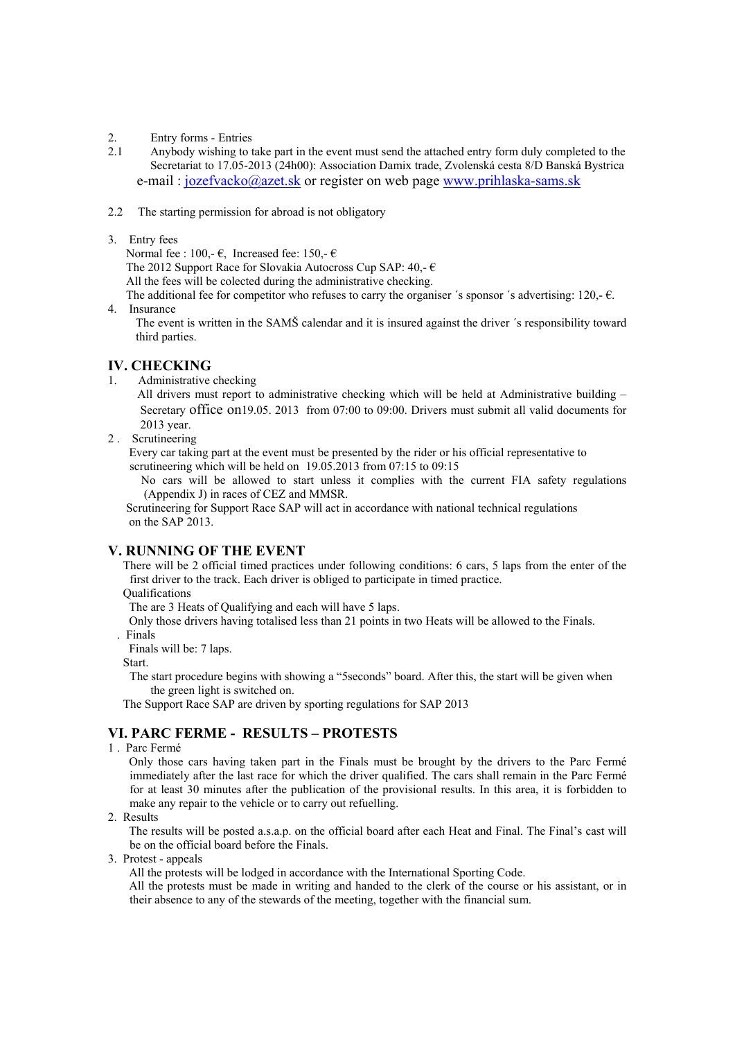2. Entry forms - Entries

2.1 Anybody wishing to take part in the event must send the attached entry form duly completed to the Secretariat to 17.05-2013 (24h00): Association Damix trade, Zvolenská cesta 8/D Banská Bystrica e-mail : jozefvacko@azet.sk or register on web page www.prihlaska-sams.sk

2.2 The starting permission for abroad is not obligatory

3. Entry fees

Normal fee : 100,- €, Increased fee: 150,- €
The 2012 Support Race for Slovakia Autocross Cup SAP: 40,- €
All the fees will be colected during the administrative checking.
The additional fee for competitor who refuses to carry the organiser ´s sponsor ´s advertising: 120,- €.

4. Insurance

The event is written in the SAMŠ calendar and it is insured against the driver ´s responsibility toward third parties.

## IV. CHECKING

1. Administrative checking

All drivers must report to administrative checking which will be held at Administrative building – Secretary office on19.05. 2013 from 07:00 to 09:00. Drivers must submit all valid documents for 2013 year.

2 . Scrutineering

Every car taking part at the event must be presented by the rider or his official representative to scrutineering which will be held on 19.05.2013 from 07:15 to 09:15

No cars will be allowed to start unless it complies with the current FIA safety regulations (Appendix J) in races of CEZ and MMSR.

Scrutineering for Support Race SAP will act in accordance with national technical regulations on the SAP 2013.

## V. RUNNING OF THE EVENT

There will be 2 official timed practices under following conditions: 6 cars, 5 laps from the enter of the first driver to the track. Each driver is obliged to participate in timed practice.

Qualifications

The are 3 Heats of Qualifying and each will have 5 laps.
Only those drivers having totalised less than 21 points in two Heats will be allowed to the Finals.

. Finals

Finals will be: 7 laps.

Start.

The start procedure begins with showing a "5seconds" board. After this, the start will be given when the green light is switched on.

The Support Race SAP are driven by sporting regulations for SAP 2013

## VI. PARC FERME - RESULTS – PROTESTS

1 . Parc Fermé

Only those cars having taken part in the Finals must be brought by the drivers to the Parc Fermé immediately after the last race for which the driver qualified. The cars shall remain in the Parc Fermé for at least 30 minutes after the publication of the provisional results. In this area, it is forbidden to make any repair to the vehicle or to carry out refuelling.

2. Results

The results will be posted a.s.a.p. on the official board after each Heat and Final. The Final's cast will be on the official board before the Finals.

3. Protest - appeals

All the protests will be lodged in accordance with the International Sporting Code.
All the protests must be made in writing and handed to the clerk of the course or his assistant, or in their absence to any of the stewards of the meeting, together with the financial sum.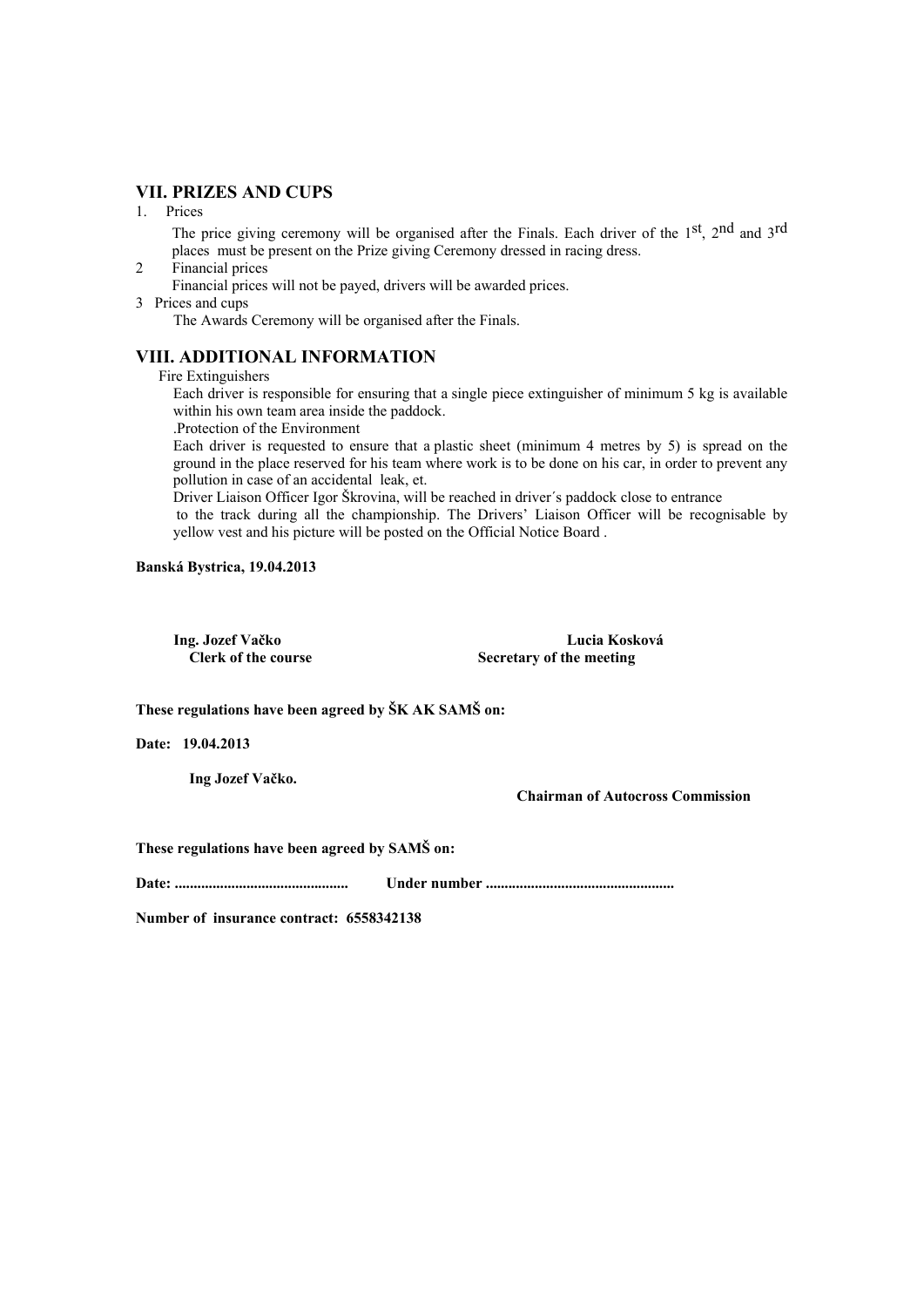## VII. PRIZES AND CUPS

1. Prices

   The price giving ceremony will be organised after the Finals. Each driver of the 1st, 2nd and 3rd places must be present on the Prize giving Ceremony dressed in racing dress.

2. Financial prices

   Financial prices will not be payed, drivers will be awarded prices.

3. Prices and cups

   The Awards Ceremony will be organised after the Finals.

## VIII. ADDITIONAL INFORMATION

Fire Extinguishers

Each driver is responsible for ensuring that a single piece extinguisher of minimum 5 kg is available within his own team area inside the paddock.

.Protection of the Environment

Each driver is requested to ensure that a plastic sheet (minimum 4 metres by 5) is spread on the ground in the place reserved for his team where work is to be done on his car, in order to prevent any pollution in case of an accidental leak, et.

Driver Liaison Officer Igor Škrovina, will be reached in driver´s paddock close to entrance to the track during all the championship. The Drivers' Liaison Officer will be recognisable by yellow vest and his picture will be posted on the Official Notice Board .

**Banská Bystrica, 19.04.2013**

**Ing. Jozef Vačko**
**Clerk of the course**

**Lucia Kosková**
**Secretary of the meeting**

**These regulations have been agreed by ŠK AK SAMŠ on:**

**Date: 19.04.2013**

**Ing Jozef Vačko.**

**Chairman of Autocross Commission**

**These regulations have been agreed by SAMŠ on:**

**Date: ............................................ Under number .................................................**

**Number of insurance contract: 6558342138**